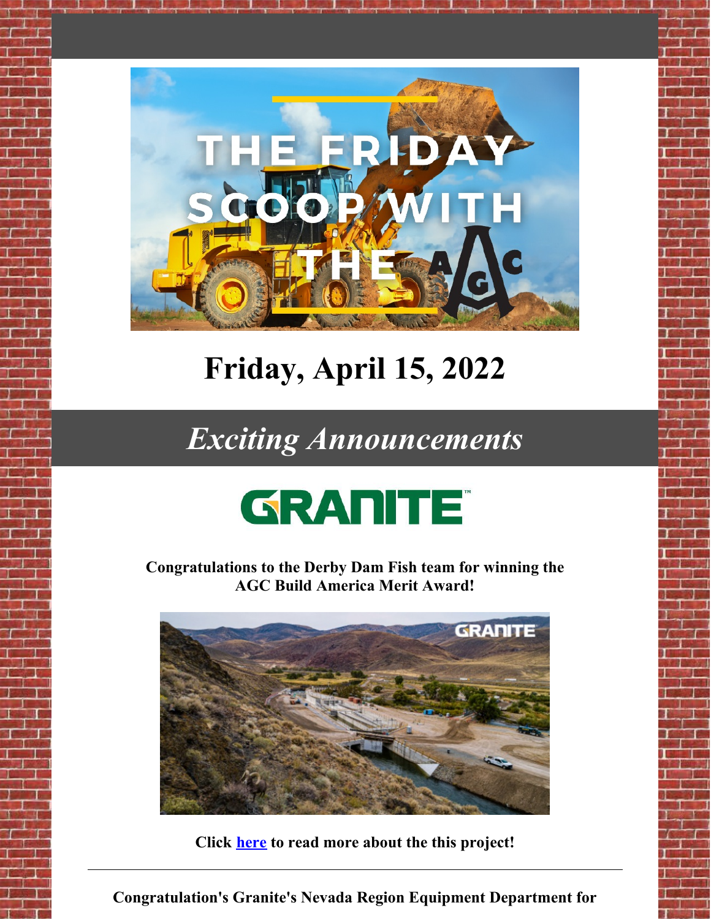THE FRIDAY SCOOP WITH THE AGC

# Friday, April 15, 2022

## *Exciting Announcements*

GRANITE

**Congratulations to the Derby Dam Fish team for winning the AGC Build America Merit Award!**

**Click here to read more about the this project!**

---

**Congratulation's Granite's Nevada Region Equipment Department for**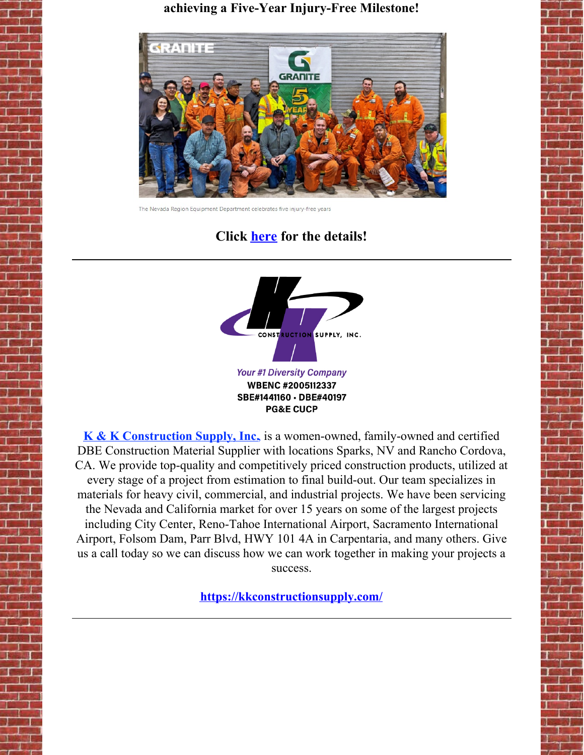**achieving a Five-Year Injury-Free Milestone!**

The Nevada Region Equipment Department celebrates five injury-free years

## Click here for the details!

---

*Your #1 Diversity Company*

**WBENC #2005112337**

**SBE#1441160 • DBE#40197**

**PG&E CUCP**

**K & K Construction Supply, Inc,** is a women-owned, family-owned and certified DBE Construction Material Supplier with locations Sparks, NV and Rancho Cordova, CA. We provide top-quality and competitively priced construction products, utilized at every stage of a project from estimation to final build-out. Our team specializes in materials for heavy civil, commercial, and industrial projects. We have been servicing the Nevada and California market for over 15 years on some of the largest projects including City Center, Reno-Tahoe International Airport, Sacramento International Airport, Folsom Dam, Parr Blvd, HWY 101 4A in Carpentaria, and many others. Give us a call today so we can discuss how we can work together in making your projects a success.

**https://kkconstructionsupply.com/**

---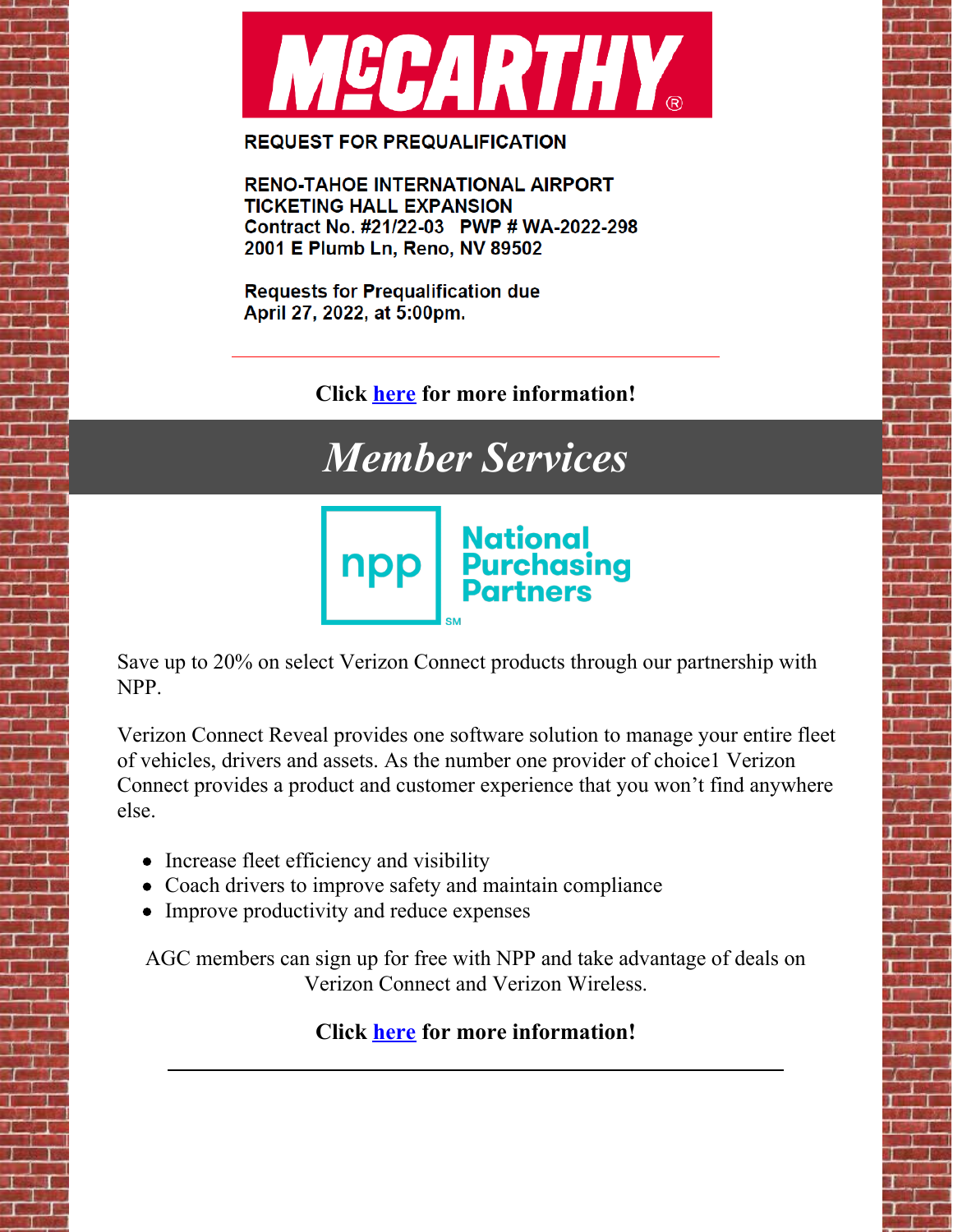MCCARTHY®

REQUEST FOR PREQUALIFICATION

RENO-TAHOE INTERNATIONAL AIRPORT
TICKETING HALL EXPANSION
Contract No. #21/22-03   PWP # WA-2022-298
2001 E Plumb Ln, Reno, NV 89502

Requests for Prequalification due
April 27, 2022, at 5:00pm.

---

**Click here for more information!**

# *Member Services*

npp National Purchasing Partners SM

Save up to 20% on select Verizon Connect products through our partnership with NPP.

Verizon Connect Reveal provides one software solution to manage your entire fleet of vehicles, drivers and assets. As the number one provider of choice1 Verizon Connect provides a product and customer experience that you won't find anywhere else.

- Increase fleet efficiency and visibility
- Coach drivers to improve safety and maintain compliance
- Improve productivity and reduce expenses

AGC members can sign up for free with NPP and take advantage of deals on Verizon Connect and Verizon Wireless.

**Click here for more information!**

---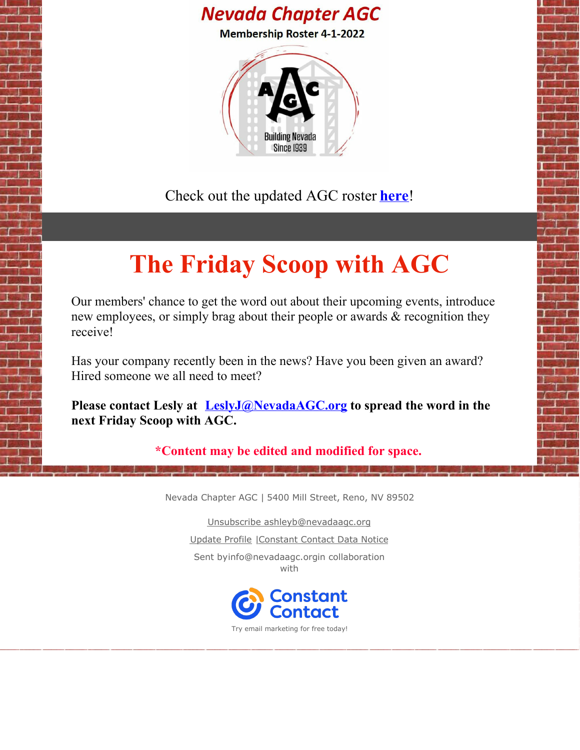# Nevada Chapter AGC

**Membership Roster 4-1-2022**

Building Nevada Since 1939

Check out the updated AGC roster **here**!

# The Friday Scoop with AGC

Our members' chance to get the word out about their upcoming events, introduce new employees, or simply brag about their people or awards & recognition they receive!

Has your company recently been in the news? Have you been given an award? Hired someone we all need to meet?

**Please contact Lesly at LeslyJ@NevadaAGC.org to spread the word in the next Friday Scoop with AGC.**

***Content may be edited and modified for space.**

Nevada Chapter AGC | 5400 Mill Street, Reno, NV 89502

Unsubscribe ashleyb@nevadaagc.org

Update Profile |Constant Contact Data Notice

Sent byinfo@nevadaagc.orgin collaboration with

Constant Contact

Try email marketing for free today!